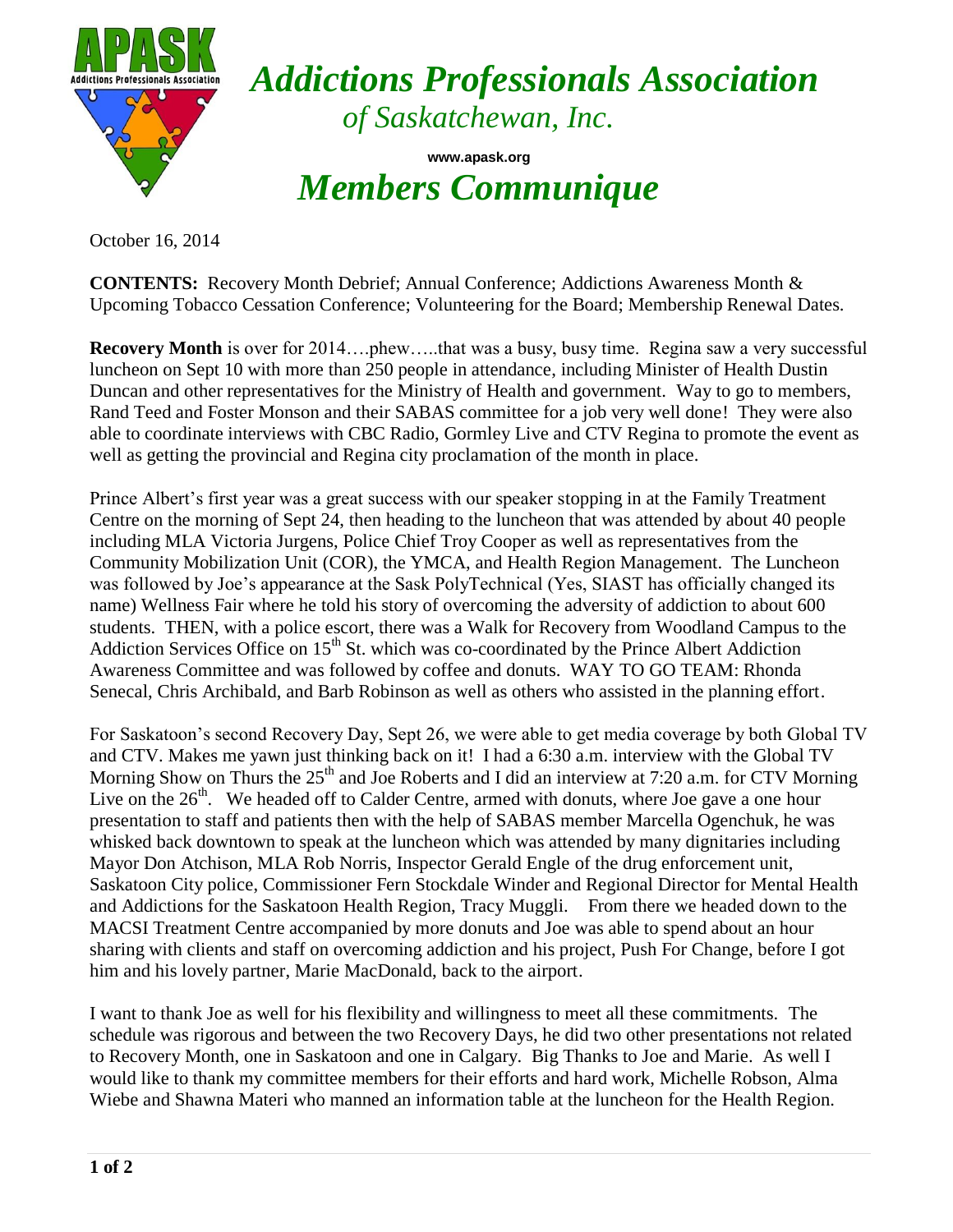# Addictions Professionals Association of Saskatchewan, Inc.

www.apask.org

# Members Communique

October 16, 2014

**CONTENTS:** Recovery Month Debrief; Annual Conference; Addictions Awareness Month & Upcoming Tobacco Cessation Conference; Volunteering for the Board; Membership Renewal Dates.

**Recovery Month** is over for 2014….phew…..that was a busy, busy time. Regina saw a very successful luncheon on Sept 10 with more than 250 people in attendance, including Minister of Health Dustin Duncan and other representatives for the Ministry of Health and government. Way to go to members, Rand Teed and Foster Monson and their SABAS committee for a job very well done! They were also able to coordinate interviews with CBC Radio, Gormley Live and CTV Regina to promote the event as well as getting the provincial and Regina city proclamation of the month in place.

Prince Albert's first year was a great success with our speaker stopping in at the Family Treatment Centre on the morning of Sept 24, then heading to the luncheon that was attended by about 40 people including MLA Victoria Jurgens, Police Chief Troy Cooper as well as representatives from the Community Mobilization Unit (COR), the YMCA, and Health Region Management. The Luncheon was followed by Joe's appearance at the Sask PolyTechnical (Yes, SIAST has officially changed its name) Wellness Fair where he told his story of overcoming the adversity of addiction to about 600 students. THEN, with a police escort, there was a Walk for Recovery from Woodland Campus to the Addiction Services Office on 15th St. which was co-coordinated by the Prince Albert Addiction Awareness Committee and was followed by coffee and donuts. WAY TO GO TEAM: Rhonda Senecal, Chris Archibald, and Barb Robinson as well as others who assisted in the planning effort.

For Saskatoon's second Recovery Day, Sept 26, we were able to get media coverage by both Global TV and CTV. Makes me yawn just thinking back on it! I had a 6:30 a.m. interview with the Global TV Morning Show on Thurs the 25th and Joe Roberts and I did an interview at 7:20 a.m. for CTV Morning Live on the 26th. We headed off to Calder Centre, armed with donuts, where Joe gave a one hour presentation to staff and patients then with the help of SABAS member Marcella Ogenchuk, he was whisked back downtown to speak at the luncheon which was attended by many dignitaries including Mayor Don Atchison, MLA Rob Norris, Inspector Gerald Engle of the drug enforcement unit, Saskatoon City police, Commissioner Fern Stockdale Winder and Regional Director for Mental Health and Addictions for the Saskatoon Health Region, Tracy Muggli. From there we headed down to the MACSI Treatment Centre accompanied by more donuts and Joe was able to spend about an hour sharing with clients and staff on overcoming addiction and his project, Push For Change, before I got him and his lovely partner, Marie MacDonald, back to the airport.

I want to thank Joe as well for his flexibility and willingness to meet all these commitments. The schedule was rigorous and between the two Recovery Days, he did two other presentations not related to Recovery Month, one in Saskatoon and one in Calgary. Big Thanks to Joe and Marie. As well I would like to thank my committee members for their efforts and hard work, Michelle Robson, Alma Wiebe and Shawna Materi who manned an information table at the luncheon for the Health Region.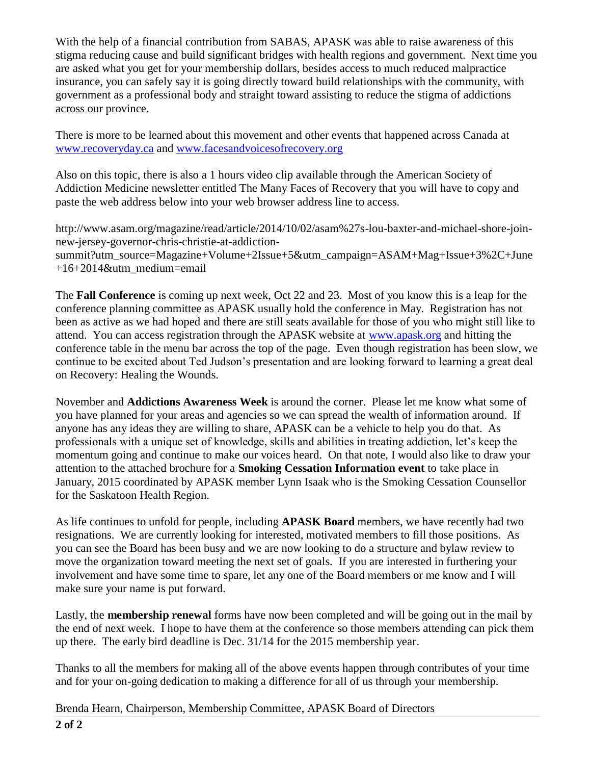With the help of a financial contribution from SABAS, APASK was able to raise awareness of this stigma reducing cause and build significant bridges with health regions and government. Next time you are asked what you get for your membership dollars, besides access to much reduced malpractice insurance, you can safely say it is going directly toward build relationships with the community, with government as a professional body and straight toward assisting to reduce the stigma of addictions across our province.

There is more to be learned about this movement and other events that happened across Canada at www.recoveryday.ca and www.facesandvoicesofrecovery.org

Also on this topic, there is also a 1 hours video clip available through the American Society of Addiction Medicine newsletter entitled The Many Faces of Recovery that you will have to copy and paste the web address below into your web browser address line to access.

http://www.asam.org/magazine/read/article/2014/10/02/asam%27s-lou-baxter-and-michael-shore-join-new-jersey-governor-chris-christie-at-addiction-summit?utm_source=Magazine+Volume+2Issue+5&utm_campaign=ASAM+Mag+Issue+3%2C+June+16+2014&utm_medium=email

The **Fall Conference** is coming up next week, Oct 22 and 23. Most of you know this is a leap for the conference planning committee as APASK usually hold the conference in May. Registration has not been as active as we had hoped and there are still seats available for those of you who might still like to attend. You can access registration through the APASK website at www.apask.org and hitting the conference table in the menu bar across the top of the page. Even though registration has been slow, we continue to be excited about Ted Judson's presentation and are looking forward to learning a great deal on Recovery: Healing the Wounds.

November and **Addictions Awareness Week** is around the corner. Please let me know what some of you have planned for your areas and agencies so we can spread the wealth of information around. If anyone has any ideas they are willing to share, APASK can be a vehicle to help you do that. As professionals with a unique set of knowledge, skills and abilities in treating addiction, let's keep the momentum going and continue to make our voices heard. On that note, I would also like to draw your attention to the attached brochure for a **Smoking Cessation Information event** to take place in January, 2015 coordinated by APASK member Lynn Isaak who is the Smoking Cessation Counsellor for the Saskatoon Health Region.

As life continues to unfold for people, including **APASK Board** members, we have recently had two resignations. We are currently looking for interested, motivated members to fill those positions. As you can see the Board has been busy and we are now looking to do a structure and bylaw review to move the organization toward meeting the next set of goals. If you are interested in furthering your involvement and have some time to spare, let any one of the Board members or me know and I will make sure your name is put forward.

Lastly, the **membership renewal** forms have now been completed and will be going out in the mail by the end of next week. I hope to have them at the conference so those members attending can pick them up there. The early bird deadline is Dec. 31/14 for the 2015 membership year.

Thanks to all the members for making all of the above events happen through contributes of your time and for your on-going dedication to making a difference for all of us through your membership.

Brenda Hearn, Chairperson, Membership Committee, APASK Board of Directors